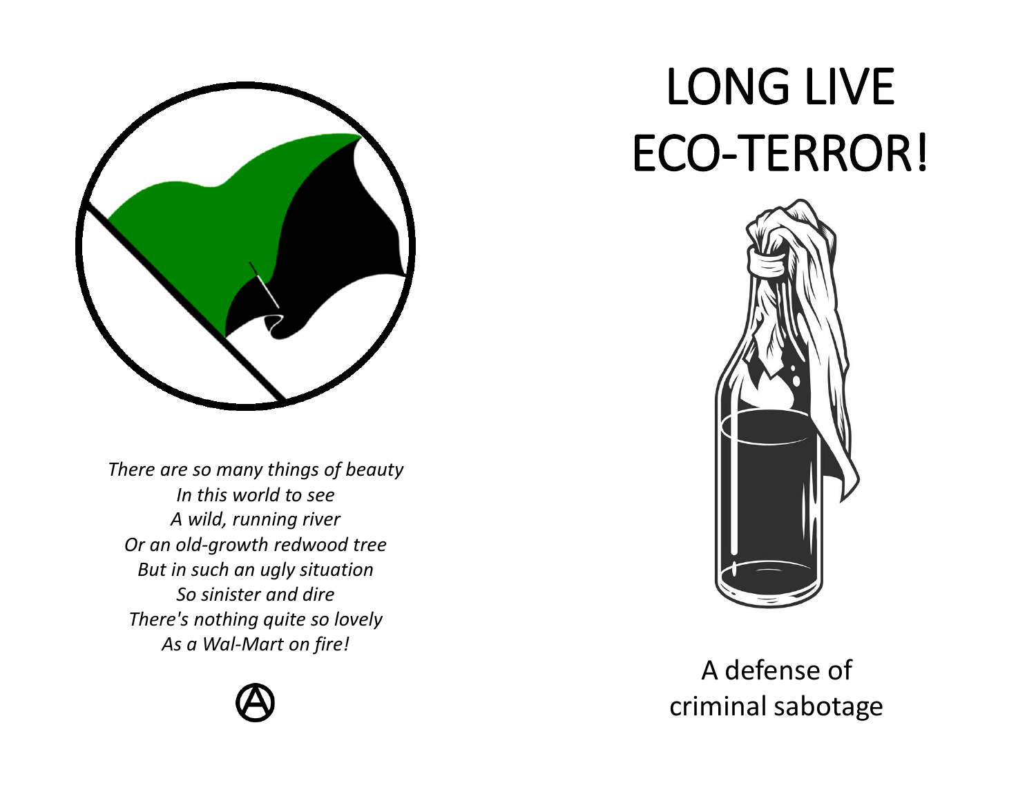*There are so many things of beauty*
*In this world to see*
*A wild, running river*
*Or an old-growth redwood tree*
*But in such an ugly situation*
*So sinister and dire*
*There's nothing quite so lovely*
*As a Wal-Mart on fire!*

# LONG LIVE ECO-TERROR!

A defense of criminal sabotage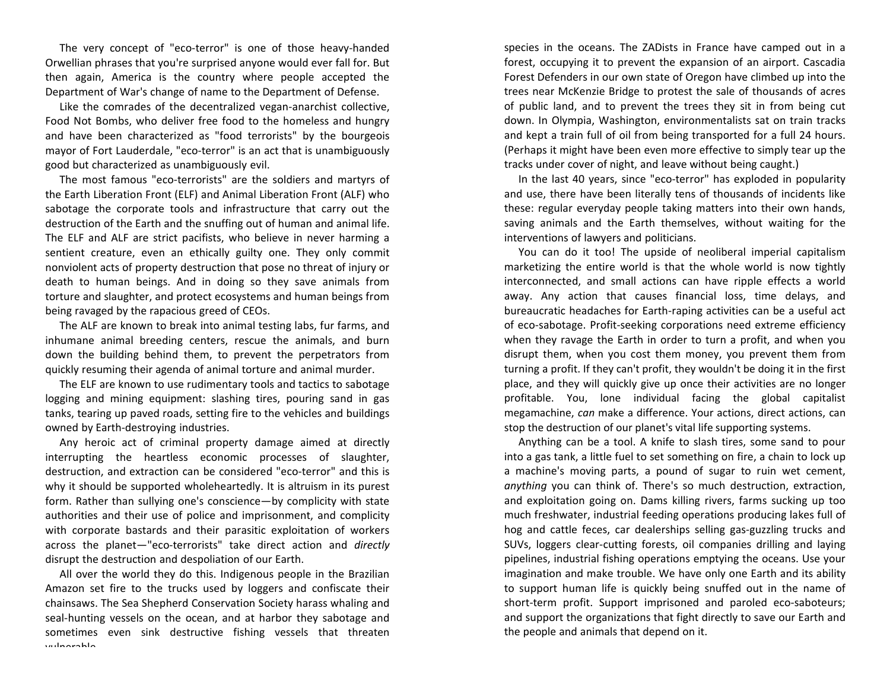The very concept of "eco-terror" is one of those heavy-handed Orwellian phrases that you're surprised anyone would ever fall for. But then again, America is the country where people accepted the Department of War's change of name to the Department of Defense.

Like the comrades of the decentralized vegan-anarchist collective, Food Not Bombs, who deliver free food to the homeless and hungry and have been characterized as "food terrorists" by the bourgeois mayor of Fort Lauderdale, "eco-terror" is an act that is unambiguously good but characterized as unambiguously evil.

The most famous "eco-terrorists" are the soldiers and martyrs of the Earth Liberation Front (ELF) and Animal Liberation Front (ALF) who sabotage the corporate tools and infrastructure that carry out the destruction of the Earth and the snuffing out of human and animal life. The ELF and ALF are strict pacifists, who believe in never harming a sentient creature, even an ethically guilty one. They only commit nonviolent acts of property destruction that pose no threat of injury or death to human beings. And in doing so they save animals from torture and slaughter, and protect ecosystems and human beings from being ravaged by the rapacious greed of CEOs.

The ALF are known to break into animal testing labs, fur farms, and inhumane animal breeding centers, rescue the animals, and burn down the building behind them, to prevent the perpetrators from quickly resuming their agenda of animal torture and animal murder.

The ELF are known to use rudimentary tools and tactics to sabotage logging and mining equipment: slashing tires, pouring sand in gas tanks, tearing up paved roads, setting fire to the vehicles and buildings owned by Earth-destroying industries.

Any heroic act of criminal property damage aimed at directly interrupting the heartless economic processes of slaughter, destruction, and extraction can be considered "eco-terror" and this is why it should be supported wholeheartedly. It is altruism in its purest form. Rather than sullying one's conscience—by complicity with state authorities and their use of police and imprisonment, and complicity with corporate bastards and their parasitic exploitation of workers across the planet—"eco-terrorists" take direct action and *directly* disrupt the destruction and despoliation of our Earth.

All over the world they do this. Indigenous people in the Brazilian Amazon set fire to the trucks used by loggers and confiscate their chainsaws. The Sea Shepherd Conservation Society harass whaling and seal-hunting vessels on the ocean, and at harbor they sabotage and sometimes even sink destructive fishing vessels that threaten vulnerable species in the oceans. The ZADists in France have camped out in a forest, occupying it to prevent the expansion of an airport. Cascadia Forest Defenders in our own state of Oregon have climbed up into the trees near McKenzie Bridge to protest the sale of thousands of acres of public land, and to prevent the trees they sit in from being cut down. In Olympia, Washington, environmentalists sat on train tracks and kept a train full of oil from being transported for a full 24 hours. (Perhaps it might have been even more effective to simply tear up the tracks under cover of night, and leave without being caught.)

In the last 40 years, since "eco-terror" has exploded in popularity and use, there have been literally tens of thousands of incidents like these: regular everyday people taking matters into their own hands, saving animals and the Earth themselves, without waiting for the interventions of lawyers and politicians.

You can do it too! The upside of neoliberal imperial capitalism marketizing the entire world is that the whole world is now tightly interconnected, and small actions can have ripple effects a world away. Any action that causes financial loss, time delays, and bureaucratic headaches for Earth-raping activities can be a useful act of eco-sabotage. Profit-seeking corporations need extreme efficiency when they ravage the Earth in order to turn a profit, and when you disrupt them, when you cost them money, you prevent them from turning a profit. If they can't profit, they wouldn't be doing it in the first place, and they will quickly give up once their activities are no longer profitable. You, lone individual facing the global capitalist megamachine, *can* make a difference. Your actions, direct actions, can stop the destruction of our planet's vital life supporting systems.

Anything can be a tool. A knife to slash tires, some sand to pour into a gas tank, a little fuel to set something on fire, a chain to lock up a machine's moving parts, a pound of sugar to ruin wet cement, *anything* you can think of. There's so much destruction, extraction, and exploitation going on. Dams killing rivers, farms sucking up too much freshwater, industrial feeding operations producing lakes full of hog and cattle feces, car dealerships selling gas-guzzling trucks and SUVs, loggers clear-cutting forests, oil companies drilling and laying pipelines, industrial fishing operations emptying the oceans. Use your imagination and make trouble. We have only one Earth and its ability to support human life is quickly being snuffed out in the name of short-term profit. Support imprisoned and paroled eco-saboteurs; and support the organizations that fight directly to save our Earth and the people and animals that depend on it.